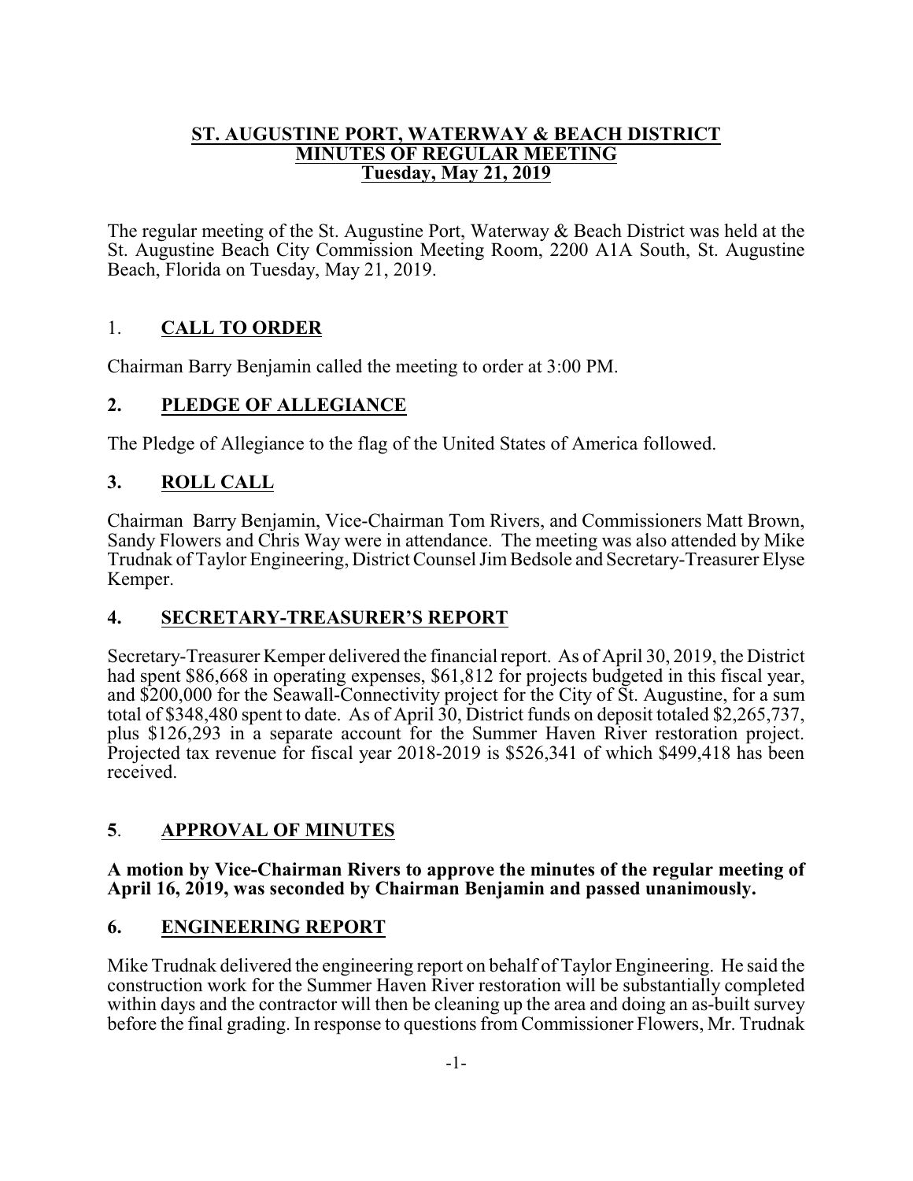**ST. AUGUSTINE PORT, WATERWAY & BEACH DISTRICT**
**MINUTES OF REGULAR MEETING**
**Tuesday, May 21, 2019**

The regular meeting of the St. Augustine Port, Waterway & Beach District was held at the St. Augustine Beach City Commission Meeting Room, 2200 A1A South, St. Augustine Beach, Florida on Tuesday, May 21, 2019.

## 1. CALL TO ORDER

Chairman Barry Benjamin called the meeting to order at 3:00 PM.

## 2. PLEDGE OF ALLEGIANCE

The Pledge of Allegiance to the flag of the United States of America followed.

## 3. ROLL CALL

Chairman Barry Benjamin, Vice-Chairman Tom Rivers, and Commissioners Matt Brown, Sandy Flowers and Chris Way were in attendance. The meeting was also attended by Mike Trudnak of Taylor Engineering, District Counsel Jim Bedsole and Secretary-Treasurer Elyse Kemper.

## 4. SECRETARY-TREASURER'S REPORT

Secretary-Treasurer Kemper delivered the financial report. As of April 30, 2019, the District had spent $86,668 in operating expenses, $61,812 for projects budgeted in this fiscal year, and $200,000 for the Seawall-Connectivity project for the City of St. Augustine, for a sum total of $348,480 spent to date. As of April 30, District funds on deposit totaled $2,265,737, plus $126,293 in a separate account for the Summer Haven River restoration project. Projected tax revenue for fiscal year 2018-2019 is $526,341 of which $499,418 has been received.

## 5. APPROVAL OF MINUTES

**A motion by Vice-Chairman Rivers to approve the minutes of the regular meeting of April 16, 2019, was seconded by Chairman Benjamin and passed unanimously.**

## 6. ENGINEERING REPORT

Mike Trudnak delivered the engineering report on behalf of Taylor Engineering. He said the construction work for the Summer Haven River restoration will be substantially completed within days and the contractor will then be cleaning up the area and doing an as-built survey before the final grading. In response to questions from Commissioner Flowers, Mr. Trudnak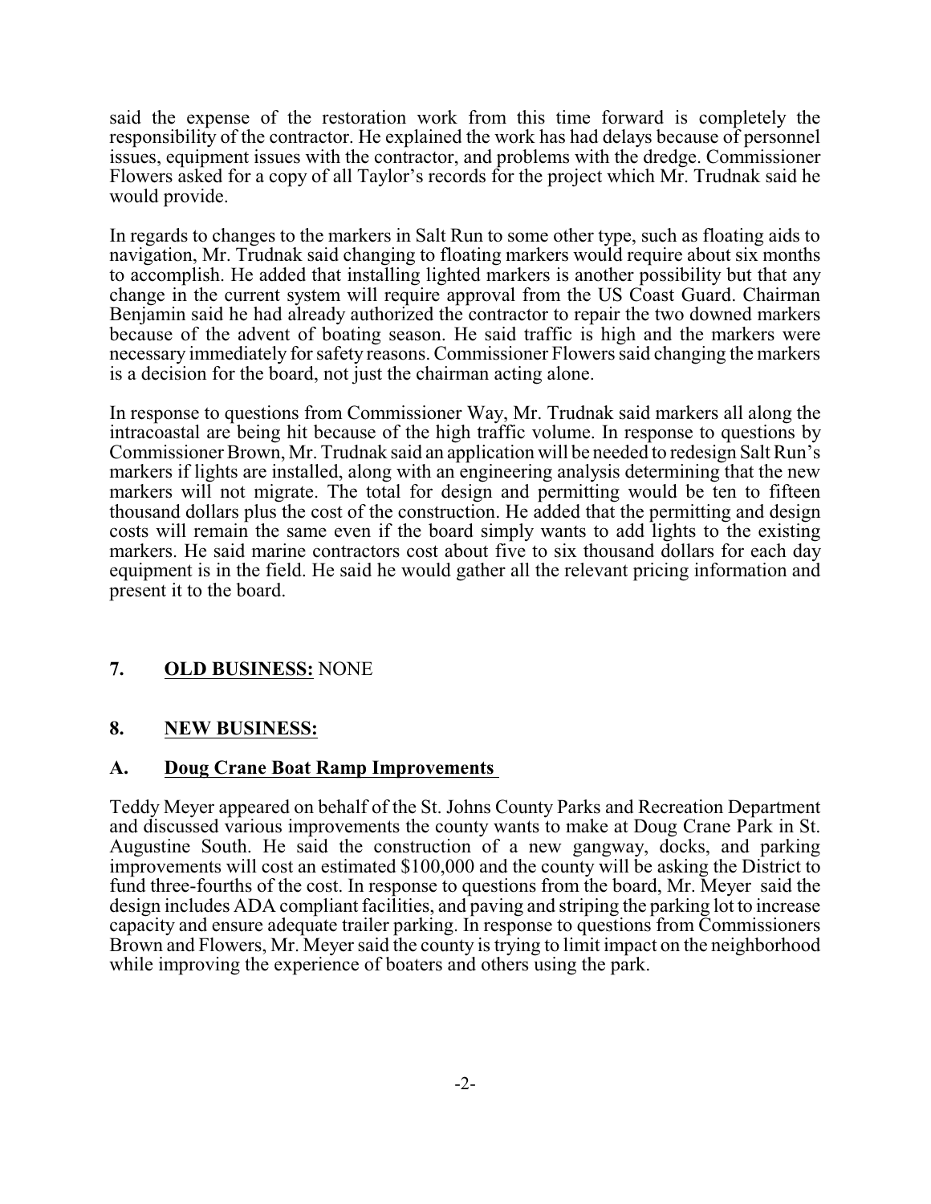said the expense of the restoration work from this time forward is completely the responsibility of the contractor. He explained the work has had delays because of personnel issues, equipment issues with the contractor, and problems with the dredge. Commissioner Flowers asked for a copy of all Taylor's records for the project which Mr. Trudnak said he would provide.

In regards to changes to the markers in Salt Run to some other type, such as floating aids to navigation, Mr. Trudnak said changing to floating markers would require about six months to accomplish. He added that installing lighted markers is another possibility but that any change in the current system will require approval from the US Coast Guard. Chairman Benjamin said he had already authorized the contractor to repair the two downed markers because of the advent of boating season. He said traffic is high and the markers were necessary immediately for safety reasons. Commissioner Flowers said changing the markers is a decision for the board, not just the chairman acting alone.

In response to questions from Commissioner Way, Mr. Trudnak said markers all along the intracoastal are being hit because of the high traffic volume. In response to questions by Commissioner Brown, Mr. Trudnak said an application will be needed to redesign Salt Run's markers if lights are installed, along with an engineering analysis determining that the new markers will not migrate. The total for design and permitting would be ten to fifteen thousand dollars plus the cost of the construction. He added that the permitting and design costs will remain the same even if the board simply wants to add lights to the existing markers. He said marine contractors cost about five to six thousand dollars for each day equipment is in the field. He said he would gather all the relevant pricing information and present it to the board.

## 7. **OLD BUSINESS:** NONE

## 8. **NEW BUSINESS:**

### A. **Doug Crane Boat Ramp Improvements**

Teddy Meyer appeared on behalf of the St. Johns County Parks and Recreation Department and discussed various improvements the county wants to make at Doug Crane Park in St. Augustine South. He said the construction of a new gangway, docks, and parking improvements will cost an estimated $100,000 and the county will be asking the District to fund three-fourths of the cost. In response to questions from the board, Mr. Meyer said the design includes ADA compliant facilities, and paving and striping the parking lot to increase capacity and ensure adequate trailer parking. In response to questions from Commissioners Brown and Flowers, Mr. Meyer said the county is trying to limit impact on the neighborhood while improving the experience of boaters and others using the park.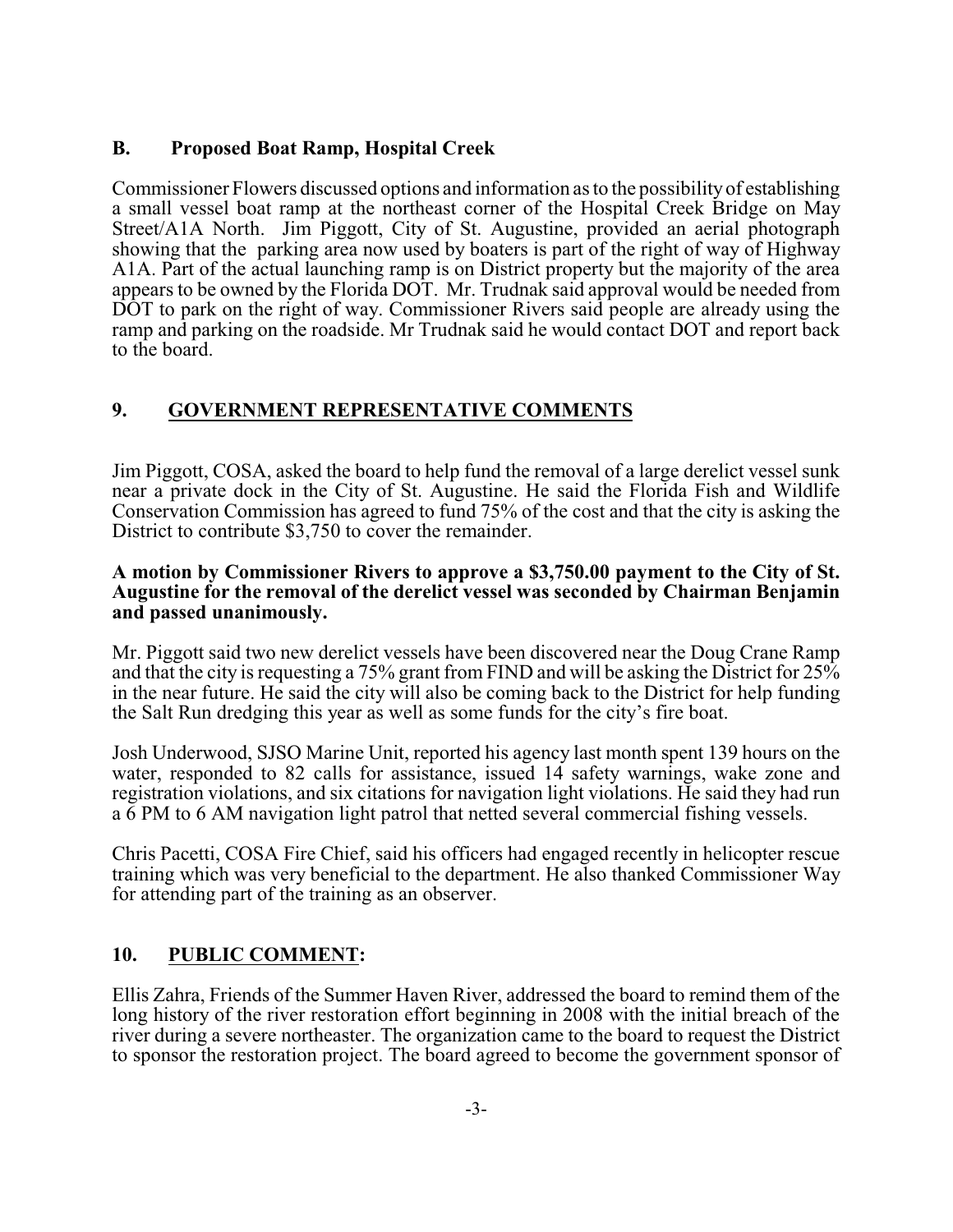## B. Proposed Boat Ramp, Hospital Creek

Commissioner Flowers discussed options and information as to the possibility of establishing a small vessel boat ramp at the northeast corner of the Hospital Creek Bridge on May Street/A1A North. Jim Piggott, City of St. Augustine, provided an aerial photograph showing that the parking area now used by boaters is part of the right of way of Highway A1A. Part of the actual launching ramp is on District property but the majority of the area appears to be owned by the Florida DOT. Mr. Trudnak said approval would be needed from DOT to park on the right of way. Commissioner Rivers said people are already using the ramp and parking on the roadside. Mr Trudnak said he would contact DOT and report back to the board.

## 9. GOVERNMENT REPRESENTATIVE COMMENTS

Jim Piggott, COSA, asked the board to help fund the removal of a large derelict vessel sunk near a private dock in the City of St. Augustine. He said the Florida Fish and Wildlife Conservation Commission has agreed to fund 75% of the cost and that the city is asking the District to contribute $3,750 to cover the remainder.

**A motion by Commissioner Rivers to approve a $3,750.00 payment to the City of St. Augustine for the removal of the derelict vessel was seconded by Chairman Benjamin and passed unanimously.**

Mr. Piggott said two new derelict vessels have been discovered near the Doug Crane Ramp and that the city is requesting a 75% grant from FIND and will be asking the District for 25% in the near future. He said the city will also be coming back to the District for help funding the Salt Run dredging this year as well as some funds for the city's fire boat.

Josh Underwood, SJSO Marine Unit, reported his agency last month spent 139 hours on the water, responded to 82 calls for assistance, issued 14 safety warnings, wake zone and registration violations, and six citations for navigation light violations. He said they had run a 6 PM to 6 AM navigation light patrol that netted several commercial fishing vessels.

Chris Pacetti, COSA Fire Chief, said his officers had engaged recently in helicopter rescue training which was very beneficial to the department. He also thanked Commissioner Way for attending part of the training as an observer.

## 10. PUBLIC COMMENT:

Ellis Zahra, Friends of the Summer Haven River, addressed the board to remind them of the long history of the river restoration effort beginning in 2008 with the initial breach of the river during a severe northeaster. The organization came to the board to request the District to sponsor the restoration project. The board agreed to become the government sponsor of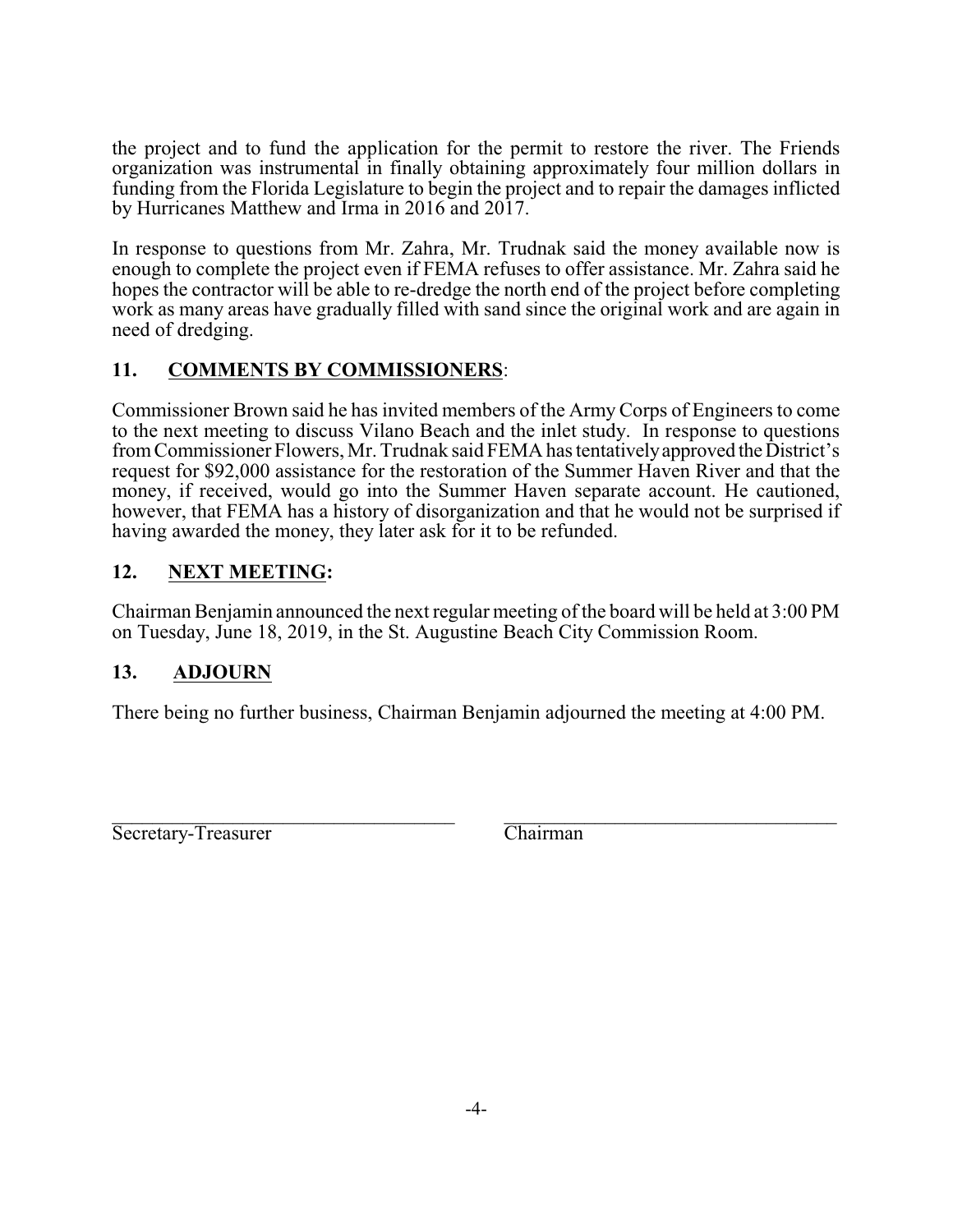the project and to fund the application for the permit to restore the river. The Friends organization was instrumental in finally obtaining approximately four million dollars in funding from the Florida Legislature to begin the project and to repair the damages inflicted by Hurricanes Matthew and Irma in 2016 and 2017.

In response to questions from Mr. Zahra, Mr. Trudnak said the money available now is enough to complete the project even if FEMA refuses to offer assistance. Mr. Zahra said he hopes the contractor will be able to re-dredge the north end of the project before completing work as many areas have gradually filled with sand since the original work and are again in need of dredging.

## 11. <u>COMMENTS BY COMMISSIONERS</u>:

Commissioner Brown said he has invited members of the Army Corps of Engineers to come to the next meeting to discuss Vilano Beach and the inlet study. In response to questions from Commissioner Flowers, Mr. Trudnak said FEMA has tentatively approved the District's request for $92,000 assistance for the restoration of the Summer Haven River and that the money, if received, would go into the Summer Haven separate account. He cautioned, however, that FEMA has a history of disorganization and that he would not be surprised if having awarded the money, they later ask for it to be refunded.

## 12. <u>NEXT MEETING</u>:

Chairman Benjamin announced the next regular meeting of the board will be held at 3:00 PM on Tuesday, June 18, 2019, in the St. Augustine Beach City Commission Room.

## 13. <u>ADJOURN</u>

There being no further business, Chairman Benjamin adjourned the meeting at 4:00 PM.

\_\_\_\_\_\_\_\_\_\_\_\_\_\_\_\_\_\_\_\_\_\_\_\_\_\_\_\_\_\_\_\_\_\_\_
Secretary-Treasurer

\_\_\_\_\_\_\_\_\_\_\_\_\_\_\_\_\_\_\_\_\_\_\_\_\_\_\_\_\_\_\_\_\_\_\_
Chairman